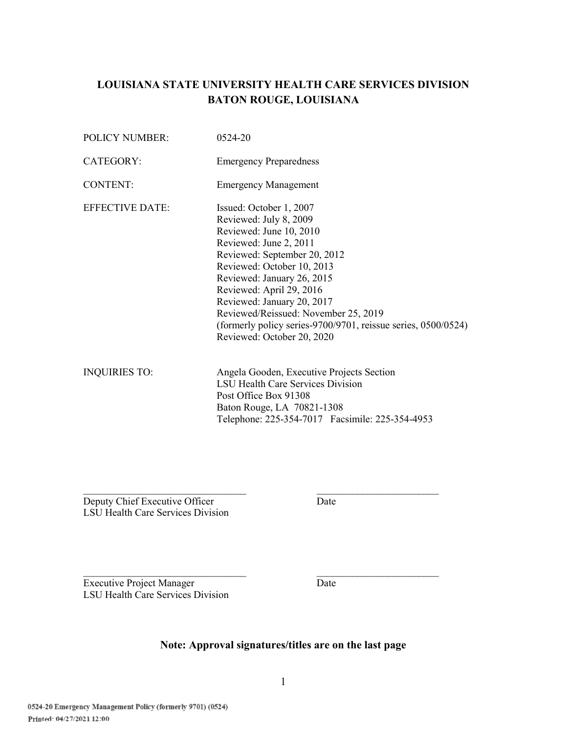# LOUISIANA STATE UNIVERSITY HEALTH CARE SERVICES DIVISION
# BATON ROUGE, LOUISIANA

| | |
|---|---|
| POLICY NUMBER: | 0524-20 |
| CATEGORY: | Emergency Preparedness |
| CONTENT: | Emergency Management |
| EFFECTIVE DATE: | Issued: October 1, 2007<br>Reviewed: July 8, 2009<br>Reviewed: June 10, 2010<br>Reviewed: June 2, 2011<br>Reviewed: September 20, 2012<br>Reviewed: October 10, 2013<br>Reviewed: January 26, 2015<br>Reviewed: April 29, 2016<br>Reviewed: January 20, 2017<br>Reviewed/Reissued: November 25, 2019<br>(formerly policy series-9700/9701, reissue series, 0500/0524)<br>Reviewed: October 20, 2020 |
| INQUIRIES TO: | Angela Gooden, Executive Projects Section<br>LSU Health Care Services Division<br>Post Office Box 91308<br>Baton Rouge, LA 70821-1308<br>Telephone: 225-354-7017 Facsimile: 225-354-4953 |

_______________________________ _______________________
Deputy Chief Executive Officer Date
LSU Health Care Services Division

_______________________________ _______________________
Executive Project Manager Date
LSU Health Care Services Division

**Note: Approval signatures/titles are on the last page**

0524-20 Emergency Management Policy (formerly 9701) (0524)
Printed: 04/27/2021 12:00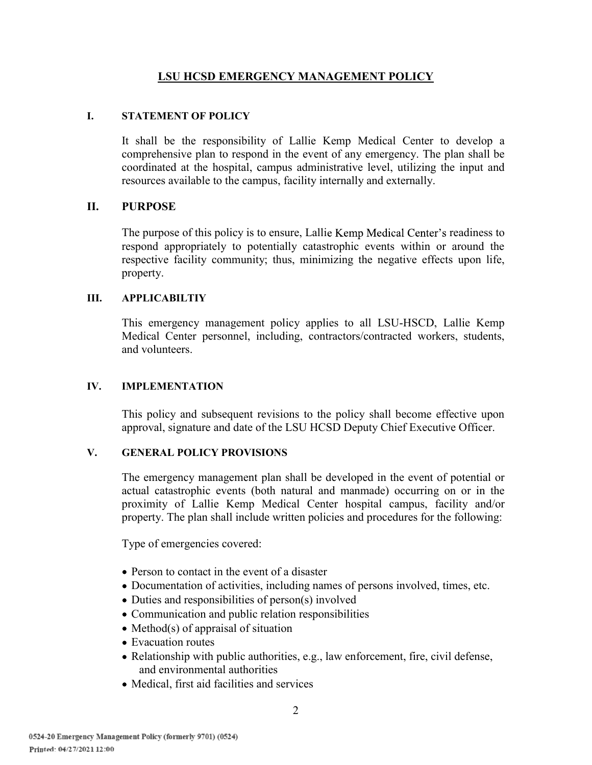## LSU HCSD EMERGENCY MANAGEMENT POLICY

### I. STATEMENT OF POLICY

It shall be the responsibility of Lallie Kemp Medical Center to develop a comprehensive plan to respond in the event of any emergency. The plan shall be coordinated at the hospital, campus administrative level, utilizing the input and resources available to the campus, facility internally and externally.

### II. PURPOSE

The purpose of this policy is to ensure, Lallie Kemp Medical Center's readiness to respond appropriately to potentially catastrophic events within or around the respective facility community; thus, minimizing the negative effects upon life, property.

### III. APPLICABILTIY

This emergency management policy applies to all LSU-HSCD, Lallie Kemp Medical Center personnel, including, contractors/contracted workers, students, and volunteers.

### IV. IMPLEMENTATION

This policy and subsequent revisions to the policy shall become effective upon approval, signature and date of the LSU HCSD Deputy Chief Executive Officer.

### V. GENERAL POLICY PROVISIONS

The emergency management plan shall be developed in the event of potential or actual catastrophic events (both natural and manmade) occurring on or in the proximity of Lallie Kemp Medical Center hospital campus, facility and/or property. The plan shall include written policies and procedures for the following:

Type of emergencies covered:

- Person to contact in the event of a disaster
- Documentation of activities, including names of persons involved, times, etc.
- Duties and responsibilities of person(s) involved
- Communication and public relation responsibilities
- Method(s) of appraisal of situation
- Evacuation routes
- Relationship with public authorities, e.g., law enforcement, fire, civil defense, and environmental authorities
- Medical, first aid facilities and services

0524-20 Emergency Management Policy (formerly 9701) (0524)
Printed: 04/27/2021 12:00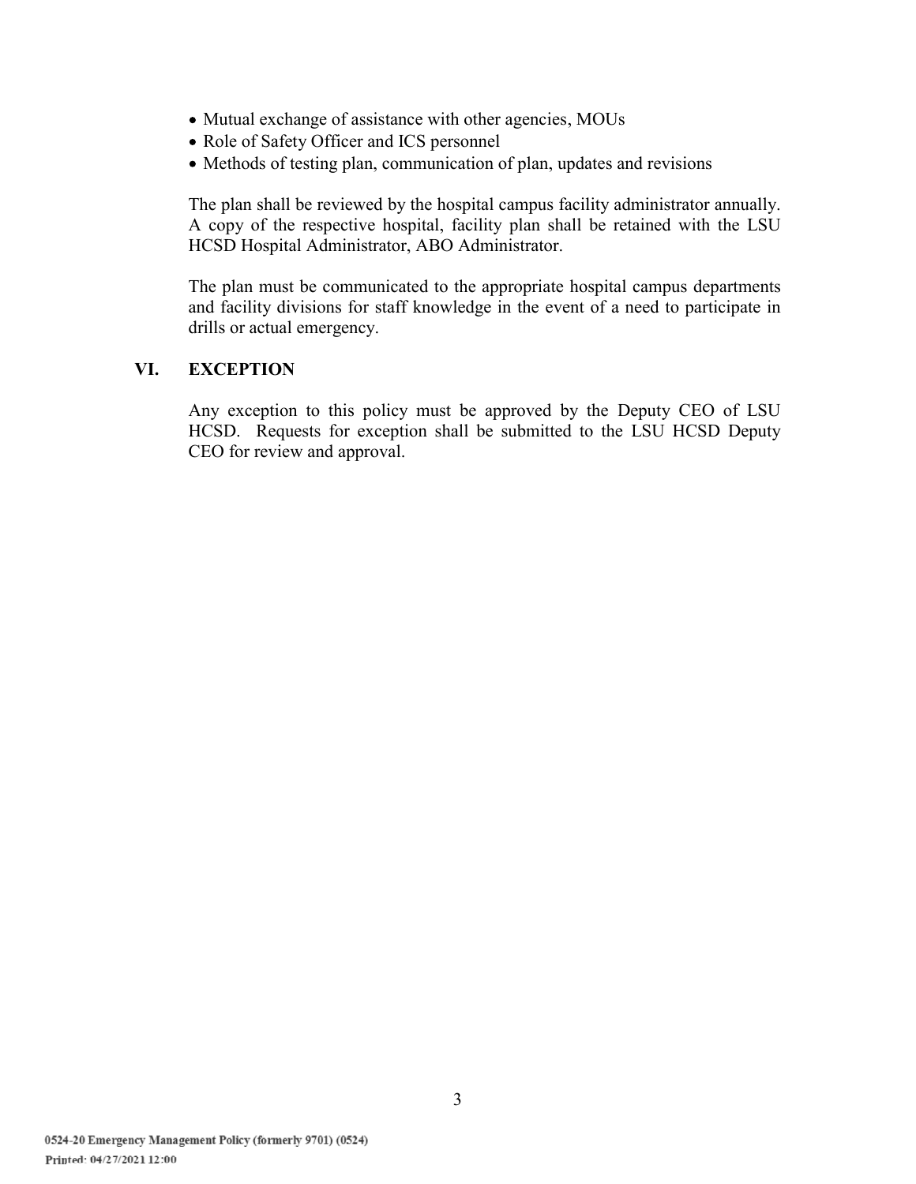- Mutual exchange of assistance with other agencies, MOUs
- Role of Safety Officer and ICS personnel
- Methods of testing plan, communication of plan, updates and revisions

The plan shall be reviewed by the hospital campus facility administrator annually. A copy of the respective hospital, facility plan shall be retained with the LSU HCSD Hospital Administrator, ABO Administrator.

The plan must be communicated to the appropriate hospital campus departments and facility divisions for staff knowledge in the event of a need to participate in drills or actual emergency.

## VI. EXCEPTION

Any exception to this policy must be approved by the Deputy CEO of LSU HCSD. Requests for exception shall be submitted to the LSU HCSD Deputy CEO for review and approval.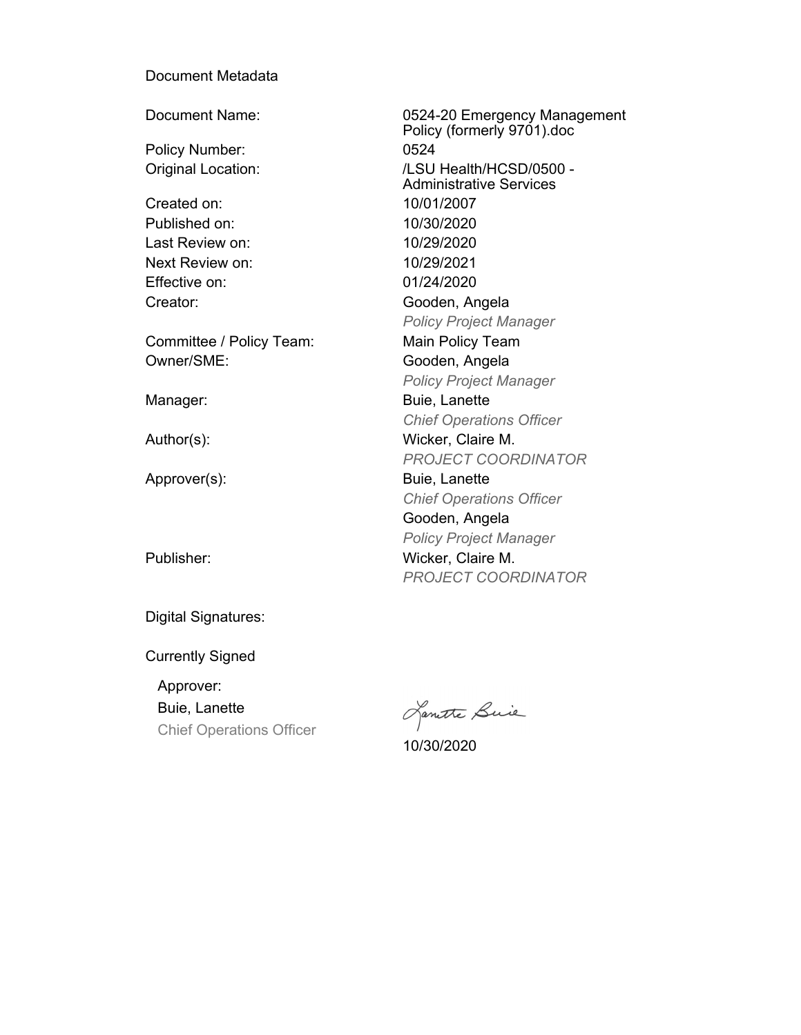Document Metadata

| | |
|---|---|
| Document Name: | 0524-20 Emergency Management Policy (formerly 9701).doc |
| Policy Number: | 0524 |
| Original Location: | /LSU Health/HCSD/0500 - Administrative Services |
| Created on: | 10/01/2007 |
| Published on: | 10/30/2020 |
| Last Review on: | 10/29/2020 |
| Next Review on: | 10/29/2021 |
| Effective on: | 01/24/2020 |
| Creator: | Gooden, Angela<br>*Policy Project Manager* |
| Committee / Policy Team: | Main Policy Team |
| Owner/SME: | Gooden, Angela<br>*Policy Project Manager* |
| Manager: | Buie, Lanette<br>*Chief Operations Officer* |
| Author(s): | Wicker, Claire M.<br>*PROJECT COORDINATOR* |
| Approver(s): | Buie, Lanette<br>*Chief Operations Officer*<br>Gooden, Angela<br>*Policy Project Manager* |
| Publisher: | Wicker, Claire M.<br>*PROJECT COORDINATOR* |

Digital Signatures:

Currently Signed

Approver:
Buie, Lanette
Chief Operations Officer

Lanette Buie
10/30/2020